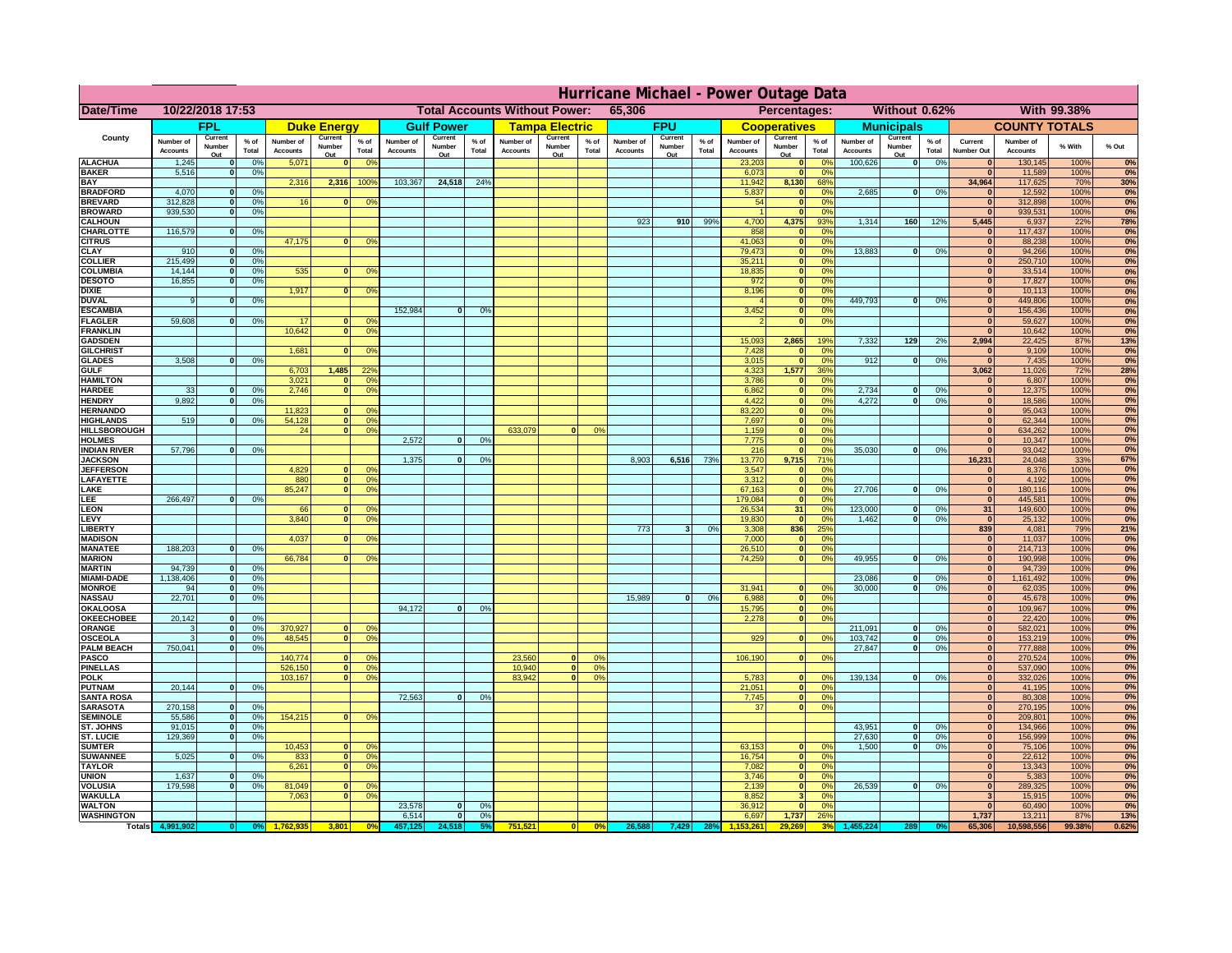# Hurricane Michael - Power Outage Data

| Date/Time | 10/22/2018 17:53 | | | | | | Total Accounts Without Power: | | | | | 65,306 | | | | Percentages: | | | Without 0.62% | | | | With 99.38% | | |
|---|---|---|---|---|---|---|---|---|---|---|---|---|---|---|---|---|---|---|---|---|---|---|---|---|---|
| County | FPL | | | Duke Energy | | | Gulf Power | | | Tampa Electric | | | FPU | | | Cooperatives | | | Municipals | | | COUNTY TOTALS | | | |
| | Number of Accounts | Current Number Out | % of Total | Number of Accounts | Current Number Out | % of Total | Number of Accounts | Current Number Out | % of Total | Number of Accounts | Current Number Out | % of Total | Number of Accounts | Current Number Out | % of Total | Number of Accounts | Current Number Out | % of Total | Number of Accounts | Current Number Out | % of Total | Current Number Out | Number of Accounts | % With | % Out |
| ALACHUA | 1,245 | 0 | 0% | 5,071 | 0 | 0% | | | | | | | | | | 23,203 | 0 | 0% | 100,626 | 0 | 0% | 0 | 130,145 | 100% | 0% |
| BAKER | 5,516 | 0 | 0% | | | | | | | | | | | | | 6,073 | 0 | 0% | | | | 0 | 11,589 | 100% | 0% |
| BAY | | | | 2,316 | 2,316 | 100% | 103,367 | 24,518 | 24% | | | | | | | 11,942 | 8,130 | 68% | | | | 34,964 | 117,625 | 70% | 30% |
| BRADFORD | 4,070 | 0 | 0% | | | | | | | | | | | | | 5,837 | 0 | 0% | 2,685 | 0 | 0% | 0 | 12,592 | 100% | 0% |
| BREVARD | 312,828 | 0 | 0% | 16 | 0 | 0% | | | | | | | | | | 54 | 0 | 0% | | | | 0 | 312,898 | 100% | 0% |
| BROWARD | 939,530 | 0 | 0% | | | | | | | | | | | | | 1 | 0 | 0% | | | | 0 | 939,531 | 100% | 0% |
| CALHOUN | | | | | | | | | | | | | 923 | 910 | 99% | 4,700 | 4,375 | 93% | 1,314 | 160 | 12% | 5,445 | 6,937 | 22% | 78% |
| CHARLOTTE | 116,579 | 0 | 0% | | | | | | | | | | | | | 858 | 0 | 0% | | | | 0 | 117,437 | 100% | 0% |
| CITRUS | | | | 47,175 | 0 | 0% | | | | | | | | | | 41,063 | 0 | 0% | | | | 0 | 88,238 | 100% | 0% |
| CLAY | 910 | 0 | 0% | | | | | | | | | | | | | 79,473 | 0 | 0% | 13,883 | 0 | 0% | 0 | 94,266 | 100% | 0% |
| COLLIER | 215,499 | 0 | 0% | | | | | | | | | | | | | 35,211 | 0 | 0% | | | | 0 | 250,710 | 100% | 0% |
| COLUMBIA | 14,144 | 0 | 0% | 535 | 0 | 0% | | | | | | | | | | 18,835 | 0 | 0% | | | | 0 | 33,514 | 100% | 0% |
| DESOTO | 16,855 | 0 | 0% | | | | | | | | | | | | | 972 | 0 | 0% | | | | 0 | 17,827 | 100% | 0% |
| DIXIE | | | | 1,917 | 0 | 0% | | | | | | | | | | 8,196 | 0 | 0% | | | | 0 | 10,113 | 100% | 0% |
| DUVAL | 9 | 0 | 0% | | | | | | | | | | | | | 4 | 0 | 0% | 449,793 | 0 | 0% | 0 | 449,806 | 100% | 0% |
| ESCAMBIA | | | | | | | 152,984 | 0 | 0% | | | | | | | 3,452 | 0 | 0% | | | | 0 | 156,436 | 100% | 0% |
| FLAGLER | 59,608 | 0 | 0% | 17 | 0 | 0% | | | | | | | | | | 2 | 0 | 0% | | | | 0 | 59,627 | 100% | 0% |
| FRANKLIN | | | | 10,642 | 0 | 0% | | | | | | | | | | | | | | | | 0 | 10,642 | 100% | 0% |
| GADSDEN | | | | | | | | | | | | | | | | 15,093 | 2,865 | 19% | 7,332 | 129 | 2% | 2,994 | 22,425 | 87% | 13% |
| GILCHRIST | | | | 1,681 | 0 | 0% | | | | | | | | | | 7,428 | 0 | 0% | | | | 0 | 9,109 | 100% | 0% |
| GLADES | 3,508 | 0 | 0% | | | | | | | | | | | | | 3,015 | 0 | 0% | 912 | 0 | 0% | 0 | 7,435 | 100% | 0% |
| GULF | | | | 6,703 | 1,485 | 22% | | | | | | | | | | 4,323 | 1,577 | 36% | | | | 3,062 | 11,026 | 72% | 28% |
| HAMILTON | | | | 3,021 | 0 | 0% | | | | | | | | | | 3,786 | 0 | 0% | | | | 0 | 6,807 | 100% | 0% |
| HARDEE | 33 | 0 | 0% | 2,746 | 0 | 0% | | | | | | | | | | 6,862 | 0 | 0% | 2,734 | 0 | 0% | 0 | 12,375 | 100% | 0% |
| HENDRY | 9,892 | 0 | 0% | | | | | | | | | | | | | 4,422 | 0 | 0% | 4,272 | 0 | 0% | 0 | 18,586 | 100% | 0% |
| HERNANDO | | | | 11,823 | 0 | 0% | | | | | | | | | | 83,220 | 0 | 0% | | | | 0 | 95,043 | 100% | 0% |
| HIGHLANDS | 519 | 0 | 0% | 54,128 | 0 | 0% | | | | | | | | | | 7,697 | 0 | 0% | | | | 0 | 62,344 | 100% | 0% |
| HILLSBOROUGH | | | | 24 | 0 | 0% | | | | 633,079 | 0 | 0% | | | | 1,159 | 0 | 0% | | | | 0 | 634,262 | 100% | 0% |
| HOLMES | | | | | | | 2,572 | 0 | 0% | | | | | | | 7,775 | 0 | 0% | | | | 0 | 10,347 | 100% | 0% |
| INDIAN RIVER | 57,796 | 0 | 0% | | | | | | | | | | | | | 216 | 0 | 0% | 35,030 | 0 | 0% | 0 | 93,042 | 100% | 0% |
| JACKSON | | | | | | | 1,375 | 0 | 0% | | | | 8,903 | 6,516 | 73% | 13,770 | 9,715 | 71% | | | | 16,231 | 24,048 | 33% | 67% |
| JEFFERSON | | | | 4,829 | 0 | 0% | | | | | | | | | | 3,547 | 0 | 0% | | | | 0 | 8,376 | 100% | 0% |
| LAFAYETTE | | | | 880 | 0 | 0% | | | | | | | | | | 3,312 | 0 | 0% | | | | 0 | 4,192 | 100% | 0% |
| LAKE | | | | 85,247 | 0 | 0% | | | | | | | | | | 67,163 | 0 | 0% | 27,706 | 0 | 0% | 0 | 180,116 | 100% | 0% |
| LEE | 266,497 | 0 | 0% | | | | | | | | | | | | | 179,084 | 0 | 0% | | | | 0 | 445,581 | 100% | 0% |
| LEON | | | | 66 | 0 | 0% | | | | | | | | | | 26,534 | 31 | 0% | 123,000 | 0 | 0% | 31 | 149,600 | 100% | 0% |
| LEVY | | | | 3,840 | 0 | 0% | | | | | | | | | | 19,830 | 0 | 0% | 1,462 | 0 | 0% | 0 | 25,132 | 100% | 0% |
| LIBERTY | | | | | | | | | | | | | 773 | 3 | 0% | 3,308 | 836 | 25% | | | | 839 | 4,081 | 79% | 21% |
| MADISON | | | | 4,037 | 0 | 0% | | | | | | | | | | 7,000 | 0 | 0% | | | | 0 | 11,037 | 100% | 0% |
| MANATEE | 188,203 | 0 | 0% | | | | | | | | | | | | | 26,510 | 0 | 0% | | | | 0 | 214,713 | 100% | 0% |
| MARION | | | | 66,784 | 0 | 0% | | | | | | | | | | 74,259 | 0 | 0% | 49,955 | 0 | 0% | 0 | 190,998 | 100% | 0% |
| MARTIN | 94,739 | 0 | 0% | | | | | | | | | | | | | | | | | | | 0 | 94,739 | 100% | 0% |
| MIAMI-DADE | 1,138,406 | 0 | 0% | | | | | | | | | | | | | | | | 23,086 | 0 | 0% | 0 | 1,161,492 | 100% | 0% |
| MONROE | 94 | 0 | 0% | | | | | | | | | | | | | 31,941 | 0 | 0% | 30,000 | 0 | 0% | 0 | 62,035 | 100% | 0% |
| NASSAU | 22,701 | 0 | 0% | | | | | | | | | | 15,989 | 0 | 0% | 6,988 | 0 | 0% | | | | 0 | 45,678 | 100% | 0% |
| OKALOOSA | | | | | | | 94,172 | 0 | 0% | | | | | | | 15,795 | 0 | 0% | | | | 0 | 109,967 | 100% | 0% |
| OKEECHOBEE | 20,142 | 0 | 0% | | | | | | | | | | | | | 2,278 | 0 | 0% | | | | 0 | 22,420 | 100% | 0% |
| ORANGE | 3 | 0 | 0% | 370,927 | 0 | 0% | | | | | | | | | | | | | 211,091 | 0 | 0% | 0 | 582,021 | 100% | 0% |
| OSCEOLA | 3 | 0 | 0% | 48,545 | 0 | 0% | | | | | | | | | | 929 | 0 | 0% | 103,742 | 0 | 0% | 0 | 153,219 | 100% | 0% |
| PALM BEACH | 750,041 | 0 | 0% | | | | | | | | | | | | | | | | 27,847 | 0 | 0% | 0 | 777,888 | 100% | 0% |
| PASCO | | | | 140,774 | 0 | 0% | | | | 23,560 | 0 | 0% | | | | 106,190 | 0 | 0% | | | | 0 | 270,524 | 100% | 0% |
| PINELLAS | | | | 526,150 | 0 | 0% | | | | 10,940 | 0 | 0% | | | | | | | | | | 0 | 537,090 | 100% | 0% |
| POLK | | | | 103,167 | 0 | 0% | | | | 83,942 | 0 | 0% | | | | 5,783 | 0 | 0% | 139,134 | 0 | 0% | 0 | 332,026 | 100% | 0% |
| PUTNAM | 20,144 | 0 | 0% | | | | | | | | | | | | | 21,051 | 0 | 0% | | | | 0 | 41,195 | 100% | 0% |
| SANTA ROSA | | | | | | | 72,563 | 0 | 0% | | | | | | | 7,745 | 0 | 0% | | | | 0 | 80,308 | 100% | 0% |
| SARASOTA | 270,158 | 0 | 0% | | | | | | | | | | | | | 37 | 0 | 0% | | | | 0 | 270,195 | 100% | 0% |
| SEMINOLE | 55,586 | 0 | 0% | 154,215 | 0 | 0% | | | | | | | | | | | | | | | | 0 | 209,801 | 100% | 0% |
| ST. JOHNS | 91,015 | 0 | 0% | | | | | | | | | | | | | | | | 43,951 | 0 | 0% | 0 | 134,966 | 100% | 0% |
| ST. LUCIE | 129,369 | 0 | 0% | | | | | | | | | | | | | | | | 27,630 | 0 | 0% | 0 | 156,999 | 100% | 0% |
| SUMTER | | | | 10,453 | 0 | 0% | | | | | | | | | | 63,153 | 0 | 0% | 1,500 | 0 | 0% | 0 | 75,106 | 100% | 0% |
| SUWANNEE | 5,025 | 0 | 0% | 833 | 0 | 0% | | | | | | | | | | 16,754 | 0 | 0% | | | | 0 | 22,612 | 100% | 0% |
| TAYLOR | | | | 6,261 | 0 | 0% | | | | | | | | | | 7,082 | 0 | 0% | | | | 0 | 13,343 | 100% | 0% |
| UNION | 1,637 | 0 | 0% | | | | | | | | | | | | | 3,746 | 0 | 0% | | | | 0 | 5,383 | 100% | 0% |
| VOLUSIA | 179,598 | 0 | 0% | 81,049 | 0 | 0% | | | | | | | | | | 2,139 | 0 | 0% | 26,539 | 0 | 0% | 0 | 289,325 | 100% | 0% |
| WAKULLA | | | | 7,063 | 0 | 0% | | | | | | | | | | 8,852 | 3 | 0% | | | | 3 | 15,915 | 100% | 0% |
| WALTON | | | | | | | 23,578 | 0 | 0% | | | | | | | 36,912 | 0 | 0% | | | | 0 | 60,490 | 100% | 0% |
| WASHINGTON | | | | | | | 6,514 | 0 | 0% | | | | | | | 6,697 | 1,737 | 26% | | | | 1,737 | 13,211 | 87% | 13% |
| Totals | 4,991,902 | 0 | 0% | 1,762,935 | 3,801 | 0% | 457,125 | 24,518 | 5% | 751,521 | 0 | 0% | 26,588 | 7,429 | 28% | 1,153,261 | 29,269 | 3% | 1,455,224 | 289 | 0% | 65,306 | 10,598,556 | 99.38% | 0.62% |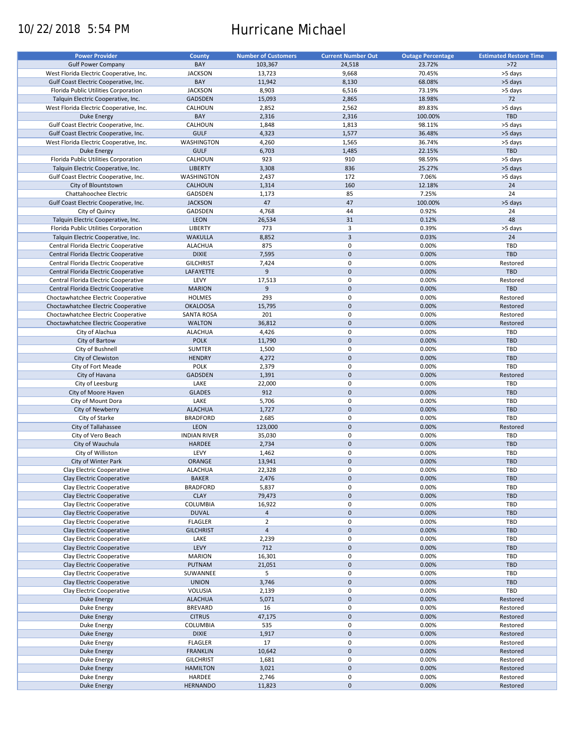10/22/2018 5:54 PM

# Hurricane Michael

| Power Provider | County | Number of Customers | Current Number Out | Outage Percentage | Estimated Restore Time |
|---|---|---|---|---|---|
| Gulf Power Company | BAY | 103,367 | 24,518 | 23.72% | >72 |
| West Florida Electric Cooperative, Inc. | JACKSON | 13,723 | 9,668 | 70.45% | >5 days |
| Gulf Coast Electric Cooperative, Inc. | BAY | 11,942 | 8,130 | 68.08% | >5 days |
| Florida Public Utilities Corporation | JACKSON | 8,903 | 6,516 | 73.19% | >5 days |
| Talquin Electric Cooperative, Inc. | GADSDEN | 15,093 | 2,865 | 18.98% | 72 |
| West Florida Electric Cooperative, Inc. | CALHOUN | 2,852 | 2,562 | 89.83% | >5 days |
| Duke Energy | BAY | 2,316 | 2,316 | 100.00% | TBD |
| Gulf Coast Electric Cooperative, Inc. | CALHOUN | 1,848 | 1,813 | 98.11% | >5 days |
| Gulf Coast Electric Cooperative, Inc. | GULF | 4,323 | 1,577 | 36.48% | >5 days |
| West Florida Electric Cooperative, Inc. | WASHINGTON | 4,260 | 1,565 | 36.74% | >5 days |
| Duke Energy | GULF | 6,703 | 1,485 | 22.15% | TBD |
| Florida Public Utilities Corporation | CALHOUN | 923 | 910 | 98.59% | >5 days |
| Talquin Electric Cooperative, Inc. | LIBERTY | 3,308 | 836 | 25.27% | >5 days |
| Gulf Coast Electric Cooperative, Inc. | WASHINGTON | 2,437 | 172 | 7.06% | >5 days |
| City of Blountstown | CALHOUN | 1,314 | 160 | 12.18% | 24 |
| Chattahoochee Electric | GADSDEN | 1,173 | 85 | 7.25% | 24 |
| Gulf Coast Electric Cooperative, Inc. | JACKSON | 47 | 47 | 100.00% | >5 days |
| City of Quincy | GADSDEN | 4,768 | 44 | 0.92% | 24 |
| Talquin Electric Cooperative, Inc. | LEON | 26,534 | 31 | 0.12% | 48 |
| Florida Public Utilities Corporation | LIBERTY | 773 | 3 | 0.39% | >5 days |
| Talquin Electric Cooperative, Inc. | WAKULLA | 8,852 | 3 | 0.03% | 24 |
| Central Florida Electric Cooperative | ALACHUA | 875 | 0 | 0.00% | TBD |
| Central Florida Electric Cooperative | DIXIE | 7,595 | 0 | 0.00% | TBD |
| Central Florida Electric Cooperative | GILCHRIST | 7,424 | 0 | 0.00% | Restored |
| Central Florida Electric Cooperative | LAFAYETTE | 9 | 0 | 0.00% | TBD |
| Central Florida Electric Cooperative | LEVY | 17,513 | 0 | 0.00% | Restored |
| Central Florida Electric Cooperative | MARION | 9 | 0 | 0.00% | TBD |
| Choctawhatchee Electric Cooperative | HOLMES | 293 | 0 | 0.00% | Restored |
| Choctawhatchee Electric Cooperative | OKALOOSA | 15,795 | 0 | 0.00% | Restored |
| Choctawhatchee Electric Cooperative | SANTA ROSA | 201 | 0 | 0.00% | Restored |
| Choctawhatchee Electric Cooperative | WALTON | 36,812 | 0 | 0.00% | Restored |
| City of Alachua | ALACHUA | 4,426 | 0 | 0.00% | TBD |
| City of Bartow | POLK | 11,790 | 0 | 0.00% | TBD |
| City of Bushnell | SUMTER | 1,500 | 0 | 0.00% | TBD |
| City of Clewiston | HENDRY | 4,272 | 0 | 0.00% | TBD |
| City of Fort Meade | POLK | 2,379 | 0 | 0.00% | TBD |
| City of Havana | GADSDEN | 1,391 | 0 | 0.00% | Restored |
| City of Leesburg | LAKE | 22,000 | 0 | 0.00% | TBD |
| City of Moore Haven | GLADES | 912 | 0 | 0.00% | TBD |
| City of Mount Dora | LAKE | 5,706 | 0 | 0.00% | TBD |
| City of Newberry | ALACHUA | 1,727 | 0 | 0.00% | TBD |
| City of Starke | BRADFORD | 2,685 | 0 | 0.00% | TBD |
| City of Tallahassee | LEON | 123,000 | 0 | 0.00% | Restored |
| City of Vero Beach | INDIAN RIVER | 35,030 | 0 | 0.00% | TBD |
| City of Wauchula | HARDEE | 2,734 | 0 | 0.00% | TBD |
| City of Williston | LEVY | 1,462 | 0 | 0.00% | TBD |
| City of Winter Park | ORANGE | 13,941 | 0 | 0.00% | TBD |
| Clay Electric Cooperative | ALACHUA | 22,328 | 0 | 0.00% | TBD |
| Clay Electric Cooperative | BAKER | 2,476 | 0 | 0.00% | TBD |
| Clay Electric Cooperative | BRADFORD | 5,837 | 0 | 0.00% | TBD |
| Clay Electric Cooperative | CLAY | 79,473 | 0 | 0.00% | TBD |
| Clay Electric Cooperative | COLUMBIA | 16,922 | 0 | 0.00% | TBD |
| Clay Electric Cooperative | DUVAL | 4 | 0 | 0.00% | TBD |
| Clay Electric Cooperative | FLAGLER | 2 | 0 | 0.00% | TBD |
| Clay Electric Cooperative | GILCHRIST | 4 | 0 | 0.00% | TBD |
| Clay Electric Cooperative | LAKE | 2,239 | 0 | 0.00% | TBD |
| Clay Electric Cooperative | LEVY | 712 | 0 | 0.00% | TBD |
| Clay Electric Cooperative | MARION | 16,301 | 0 | 0.00% | TBD |
| Clay Electric Cooperative | PUTNAM | 21,051 | 0 | 0.00% | TBD |
| Clay Electric Cooperative | SUWANNEE | 5 | 0 | 0.00% | TBD |
| Clay Electric Cooperative | UNION | 3,746 | 0 | 0.00% | TBD |
| Clay Electric Cooperative | VOLUSIA | 2,139 | 0 | 0.00% | TBD |
| Duke Energy | ALACHUA | 5,071 | 0 | 0.00% | Restored |
| Duke Energy | BREVARD | 16 | 0 | 0.00% | Restored |
| Duke Energy | CITRUS | 47,175 | 0 | 0.00% | Restored |
| Duke Energy | COLUMBIA | 535 | 0 | 0.00% | Restored |
| Duke Energy | DIXIE | 1,917 | 0 | 0.00% | Restored |
| Duke Energy | FLAGLER | 17 | 0 | 0.00% | Restored |
| Duke Energy | FRANKLIN | 10,642 | 0 | 0.00% | Restored |
| Duke Energy | GILCHRIST | 1,681 | 0 | 0.00% | Restored |
| Duke Energy | HAMILTON | 3,021 | 0 | 0.00% | Restored |
| Duke Energy | HARDEE | 2,746 | 0 | 0.00% | Restored |
| Duke Energy | HERNANDO | 11,823 | 0 | 0.00% | Restored |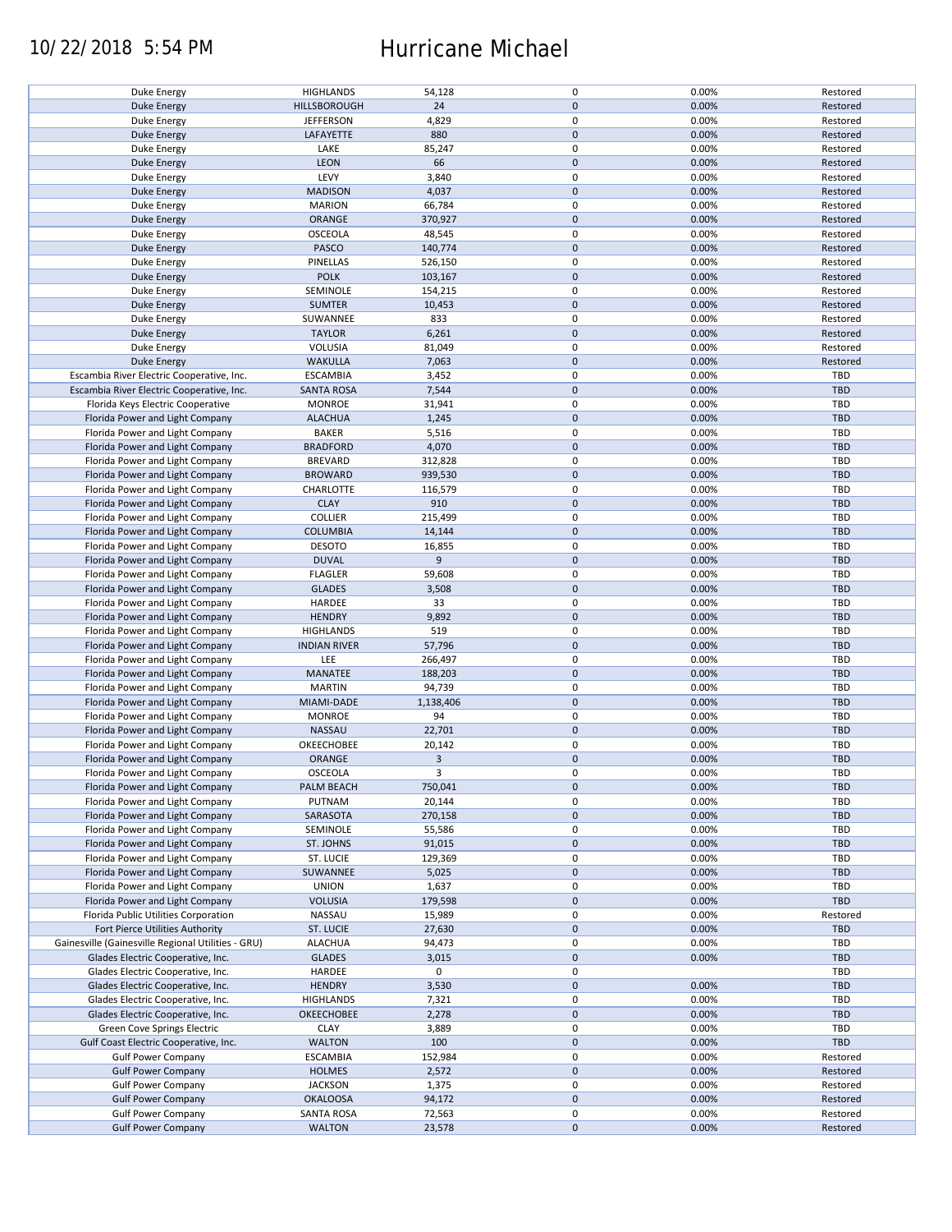| | | | | | |
|---|---|---|---|---|---|
| Duke Energy | HIGHLANDS | 54,128 | 0 | 0.00% | Restored |
| Duke Energy | HILLSBOROUGH | 24 | 0 | 0.00% | Restored |
| Duke Energy | JEFFERSON | 4,829 | 0 | 0.00% | Restored |
| Duke Energy | LAFAYETTE | 880 | 0 | 0.00% | Restored |
| Duke Energy | LAKE | 85,247 | 0 | 0.00% | Restored |
| Duke Energy | LEON | 66 | 0 | 0.00% | Restored |
| Duke Energy | LEVY | 3,840 | 0 | 0.00% | Restored |
| Duke Energy | MADISON | 4,037 | 0 | 0.00% | Restored |
| Duke Energy | MARION | 66,784 | 0 | 0.00% | Restored |
| Duke Energy | ORANGE | 370,927 | 0 | 0.00% | Restored |
| Duke Energy | OSCEOLA | 48,545 | 0 | 0.00% | Restored |
| Duke Energy | PASCO | 140,774 | 0 | 0.00% | Restored |
| Duke Energy | PINELLAS | 526,150 | 0 | 0.00% | Restored |
| Duke Energy | POLK | 103,167 | 0 | 0.00% | Restored |
| Duke Energy | SEMINOLE | 154,215 | 0 | 0.00% | Restored |
| Duke Energy | SUMTER | 10,453 | 0 | 0.00% | Restored |
| Duke Energy | SUWANNEE | 833 | 0 | 0.00% | Restored |
| Duke Energy | TAYLOR | 6,261 | 0 | 0.00% | Restored |
| Duke Energy | VOLUSIA | 81,049 | 0 | 0.00% | Restored |
| Duke Energy | WAKULLA | 7,063 | 0 | 0.00% | Restored |
| Escambia River Electric Cooperative, Inc. | ESCAMBIA | 3,452 | 0 | 0.00% | TBD |
| Escambia River Electric Cooperative, Inc. | SANTA ROSA | 7,544 | 0 | 0.00% | TBD |
| Florida Keys Electric Cooperative | MONROE | 31,941 | 0 | 0.00% | TBD |
| Florida Power and Light Company | ALACHUA | 1,245 | 0 | 0.00% | TBD |
| Florida Power and Light Company | BAKER | 5,516 | 0 | 0.00% | TBD |
| Florida Power and Light Company | BRADFORD | 4,070 | 0 | 0.00% | TBD |
| Florida Power and Light Company | BREVARD | 312,828 | 0 | 0.00% | TBD |
| Florida Power and Light Company | BROWARD | 939,530 | 0 | 0.00% | TBD |
| Florida Power and Light Company | CHARLOTTE | 116,579 | 0 | 0.00% | TBD |
| Florida Power and Light Company | CLAY | 910 | 0 | 0.00% | TBD |
| Florida Power and Light Company | COLLIER | 215,499 | 0 | 0.00% | TBD |
| Florida Power and Light Company | COLUMBIA | 14,144 | 0 | 0.00% | TBD |
| Florida Power and Light Company | DESOTO | 16,855 | 0 | 0.00% | TBD |
| Florida Power and Light Company | DUVAL | 9 | 0 | 0.00% | TBD |
| Florida Power and Light Company | FLAGLER | 59,608 | 0 | 0.00% | TBD |
| Florida Power and Light Company | GLADES | 3,508 | 0 | 0.00% | TBD |
| Florida Power and Light Company | HARDEE | 33 | 0 | 0.00% | TBD |
| Florida Power and Light Company | HENDRY | 9,892 | 0 | 0.00% | TBD |
| Florida Power and Light Company | HIGHLANDS | 519 | 0 | 0.00% | TBD |
| Florida Power and Light Company | INDIAN RIVER | 57,796 | 0 | 0.00% | TBD |
| Florida Power and Light Company | LEE | 266,497 | 0 | 0.00% | TBD |
| Florida Power and Light Company | MANATEE | 188,203 | 0 | 0.00% | TBD |
| Florida Power and Light Company | MARTIN | 94,739 | 0 | 0.00% | TBD |
| Florida Power and Light Company | MIAMI-DADE | 1,138,406 | 0 | 0.00% | TBD |
| Florida Power and Light Company | MONROE | 94 | 0 | 0.00% | TBD |
| Florida Power and Light Company | NASSAU | 22,701 | 0 | 0.00% | TBD |
| Florida Power and Light Company | OKEECHOBEE | 20,142 | 0 | 0.00% | TBD |
| Florida Power and Light Company | ORANGE | 3 | 0 | 0.00% | TBD |
| Florida Power and Light Company | OSCEOLA | 3 | 0 | 0.00% | TBD |
| Florida Power and Light Company | PALM BEACH | 750,041 | 0 | 0.00% | TBD |
| Florida Power and Light Company | PUTNAM | 20,144 | 0 | 0.00% | TBD |
| Florida Power and Light Company | SARASOTA | 270,158 | 0 | 0.00% | TBD |
| Florida Power and Light Company | SEMINOLE | 55,586 | 0 | 0.00% | TBD |
| Florida Power and Light Company | ST. JOHNS | 91,015 | 0 | 0.00% | TBD |
| Florida Power and Light Company | ST. LUCIE | 129,369 | 0 | 0.00% | TBD |
| Florida Power and Light Company | SUWANNEE | 5,025 | 0 | 0.00% | TBD |
| Florida Power and Light Company | UNION | 1,637 | 0 | 0.00% | TBD |
| Florida Power and Light Company | VOLUSIA | 179,598 | 0 | 0.00% | TBD |
| Florida Public Utilities Corporation | NASSAU | 15,989 | 0 | 0.00% | Restored |
| Fort Pierce Utilities Authority | ST. LUCIE | 27,630 | 0 | 0.00% | TBD |
| Gainesville (Gainesville Regional Utilities - GRU) | ALACHUA | 94,473 | 0 | 0.00% | TBD |
| Glades Electric Cooperative, Inc. | GLADES | 3,015 | 0 | 0.00% | TBD |
| Glades Electric Cooperative, Inc. | HARDEE | 0 | 0 | | TBD |
| Glades Electric Cooperative, Inc. | HENDRY | 3,530 | 0 | 0.00% | TBD |
| Glades Electric Cooperative, Inc. | HIGHLANDS | 7,321 | 0 | 0.00% | TBD |
| Glades Electric Cooperative, Inc. | OKEECHOBEE | 2,278 | 0 | 0.00% | TBD |
| Green Cove Springs Electric | CLAY | 3,889 | 0 | 0.00% | TBD |
| Gulf Coast Electric Cooperative, Inc. | WALTON | 100 | 0 | 0.00% | TBD |
| Gulf Power Company | ESCAMBIA | 152,984 | 0 | 0.00% | Restored |
| Gulf Power Company | HOLMES | 2,572 | 0 | 0.00% | Restored |
| Gulf Power Company | JACKSON | 1,375 | 0 | 0.00% | Restored |
| Gulf Power Company | OKALOOSA | 94,172 | 0 | 0.00% | Restored |
| Gulf Power Company | SANTA ROSA | 72,563 | 0 | 0.00% | Restored |
| Gulf Power Company | WALTON | 23,578 | 0 | 0.00% | Restored |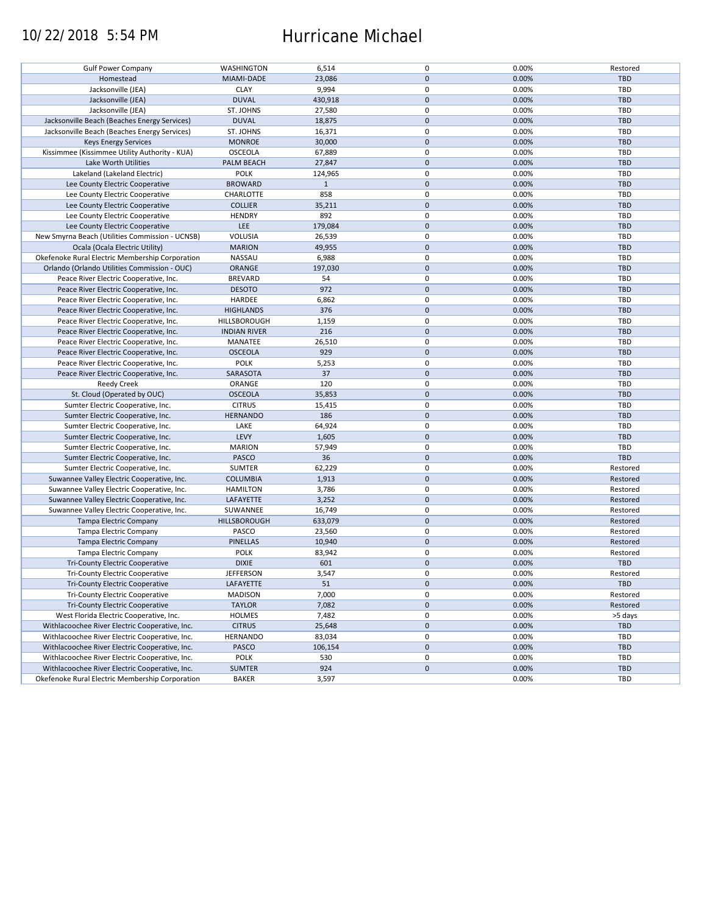# Hurricane Michael

10/22/2018 5:54 PM

| | | | | | |
|---|---|---|---|---|---|
| Gulf Power Company | WASHINGTON | 6,514 | 0 | 0.00% | Restored |
| Homestead | MIAMI-DADE | 23,086 | 0 | 0.00% | TBD |
| Jacksonville (JEA) | CLAY | 9,994 | 0 | 0.00% | TBD |
| Jacksonville (JEA) | DUVAL | 430,918 | 0 | 0.00% | TBD |
| Jacksonville (JEA) | ST. JOHNS | 27,580 | 0 | 0.00% | TBD |
| Jacksonville Beach (Beaches Energy Services) | DUVAL | 18,875 | 0 | 0.00% | TBD |
| Jacksonville Beach (Beaches Energy Services) | ST. JOHNS | 16,371 | 0 | 0.00% | TBD |
| Keys Energy Services | MONROE | 30,000 | 0 | 0.00% | TBD |
| Kissimmee (Kissimmee Utility Authority - KUA) | OSCEOLA | 67,889 | 0 | 0.00% | TBD |
| Lake Worth Utilities | PALM BEACH | 27,847 | 0 | 0.00% | TBD |
| Lakeland (Lakeland Electric) | POLK | 124,965 | 0 | 0.00% | TBD |
| Lee County Electric Cooperative | BROWARD | 1 | 0 | 0.00% | TBD |
| Lee County Electric Cooperative | CHARLOTTE | 858 | 0 | 0.00% | TBD |
| Lee County Electric Cooperative | COLLIER | 35,211 | 0 | 0.00% | TBD |
| Lee County Electric Cooperative | HENDRY | 892 | 0 | 0.00% | TBD |
| Lee County Electric Cooperative | LEE | 179,084 | 0 | 0.00% | TBD |
| New Smyrna Beach (Utilities Commission - UCNSB) | VOLUSIA | 26,539 | 0 | 0.00% | TBD |
| Ocala (Ocala Electric Utility) | MARION | 49,955 | 0 | 0.00% | TBD |
| Okefenoke Rural Electric Membership Corporation | NASSAU | 6,988 | 0 | 0.00% | TBD |
| Orlando (Orlando Utilities Commission - OUC) | ORANGE | 197,030 | 0 | 0.00% | TBD |
| Peace River Electric Cooperative, Inc. | BREVARD | 54 | 0 | 0.00% | TBD |
| Peace River Electric Cooperative, Inc. | DESOTO | 972 | 0 | 0.00% | TBD |
| Peace River Electric Cooperative, Inc. | HARDEE | 6,862 | 0 | 0.00% | TBD |
| Peace River Electric Cooperative, Inc. | HIGHLANDS | 376 | 0 | 0.00% | TBD |
| Peace River Electric Cooperative, Inc. | HILLSBOROUGH | 1,159 | 0 | 0.00% | TBD |
| Peace River Electric Cooperative, Inc. | INDIAN RIVER | 216 | 0 | 0.00% | TBD |
| Peace River Electric Cooperative, Inc. | MANATEE | 26,510 | 0 | 0.00% | TBD |
| Peace River Electric Cooperative, Inc. | OSCEOLA | 929 | 0 | 0.00% | TBD |
| Peace River Electric Cooperative, Inc. | POLK | 5,253 | 0 | 0.00% | TBD |
| Peace River Electric Cooperative, Inc. | SARASOTA | 37 | 0 | 0.00% | TBD |
| Reedy Creek | ORANGE | 120 | 0 | 0.00% | TBD |
| St. Cloud (Operated by OUC) | OSCEOLA | 35,853 | 0 | 0.00% | TBD |
| Sumter Electric Cooperative, Inc. | CITRUS | 15,415 | 0 | 0.00% | TBD |
| Sumter Electric Cooperative, Inc. | HERNANDO | 186 | 0 | 0.00% | TBD |
| Sumter Electric Cooperative, Inc. | LAKE | 64,924 | 0 | 0.00% | TBD |
| Sumter Electric Cooperative, Inc. | LEVY | 1,605 | 0 | 0.00% | TBD |
| Sumter Electric Cooperative, Inc. | MARION | 57,949 | 0 | 0.00% | TBD |
| Sumter Electric Cooperative, Inc. | PASCO | 36 | 0 | 0.00% | TBD |
| Sumter Electric Cooperative, Inc. | SUMTER | 62,229 | 0 | 0.00% | Restored |
| Suwannee Valley Electric Cooperative, Inc. | COLUMBIA | 1,913 | 0 | 0.00% | Restored |
| Suwannee Valley Electric Cooperative, Inc. | HAMILTON | 3,786 | 0 | 0.00% | Restored |
| Suwannee Valley Electric Cooperative, Inc. | LAFAYETTE | 3,252 | 0 | 0.00% | Restored |
| Suwannee Valley Electric Cooperative, Inc. | SUWANNEE | 16,749 | 0 | 0.00% | Restored |
| Tampa Electric Company | HILLSBOROUGH | 633,079 | 0 | 0.00% | Restored |
| Tampa Electric Company | PASCO | 23,560 | 0 | 0.00% | Restored |
| Tampa Electric Company | PINELLAS | 10,940 | 0 | 0.00% | Restored |
| Tampa Electric Company | POLK | 83,942 | 0 | 0.00% | Restored |
| Tri-County Electric Cooperative | DIXIE | 601 | 0 | 0.00% | TBD |
| Tri-County Electric Cooperative | JEFFERSON | 3,547 | 0 | 0.00% | Restored |
| Tri-County Electric Cooperative | LAFAYETTE | 51 | 0 | 0.00% | TBD |
| Tri-County Electric Cooperative | MADISON | 7,000 | 0 | 0.00% | Restored |
| Tri-County Electric Cooperative | TAYLOR | 7,082 | 0 | 0.00% | Restored |
| West Florida Electric Cooperative, Inc. | HOLMES | 7,482 | 0 | 0.00% | >5 days |
| Withlacoochee River Electric Cooperative, Inc. | CITRUS | 25,648 | 0 | 0.00% | TBD |
| Withlacoochee River Electric Cooperative, Inc. | HERNANDO | 83,034 | 0 | 0.00% | TBD |
| Withlacoochee River Electric Cooperative, Inc. | PASCO | 106,154 | 0 | 0.00% | TBD |
| Withlacoochee River Electric Cooperative, Inc. | POLK | 530 | 0 | 0.00% | TBD |
| Withlacoochee River Electric Cooperative, Inc. | SUMTER | 924 | 0 | 0.00% | TBD |
| Okefenoke Rural Electric Membership Corporation | BAKER | 3,597 | | 0.00% | TBD |